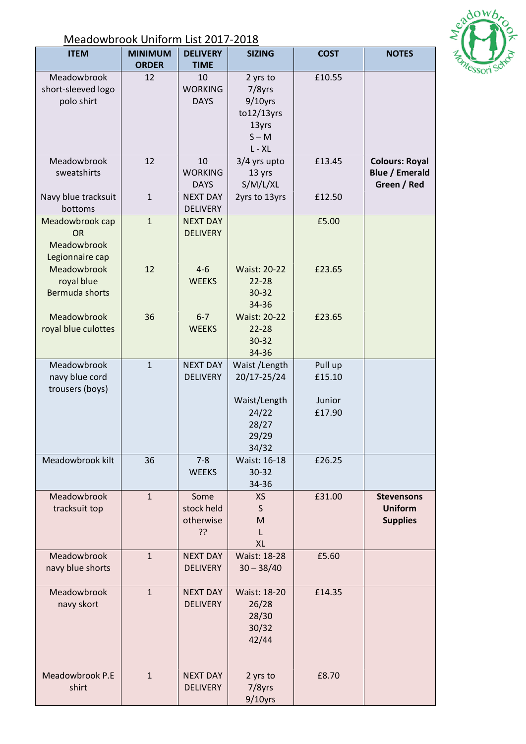# Meadowbrook Uniform List 2017-2018

| ITEM | MINIMUM ORDER | DELIVERY TIME | SIZING | COST | NOTES |
|---|---|---|---|---|---|
| Meadowbrook short-sleeved logo polo shirt | 12 | 10 WORKING DAYS | 2 yrs to 7/8yrs<br>9/10yrs to12/13yrs<br>13yrs<br>S – M<br>L - XL | £10.55 | |
| Meadowbrook sweatshirts | 12 | 10 WORKING DAYS | 3/4 yrs upto 13 yrs<br>S/M/L/XL | £13.45 | **Colours: Royal Blue / Emerald Green / Red** |
| Navy blue tracksuit bottoms | 1 | NEXT DAY DELIVERY | 2yrs to 13yrs | £12.50 | |
| Meadowbrook cap OR Meadowbrook Legionnaire cap | 1 | NEXT DAY DELIVERY | | £5.00 | |
| Meadowbrook royal blue Bermuda shorts | 12 | 4-6 WEEKS | Waist: 20-22<br>22-28<br>30-32<br>34-36 | £23.65 | |
| Meadowbrook royal blue culottes | 36 | 6-7 WEEKS | Waist: 20-22<br>22-28<br>30-32<br>34-36 | £23.65 | |
| Meadowbrook navy blue cord trousers (boys) | 1 | NEXT DAY DELIVERY | Waist /Length<br>20/17-25/24<br><br>Waist/Length<br>24/22<br>28/27<br>29/29<br>34/32 | Pull up<br>£15.10<br><br>Junior<br>£17.90 | |
| Meadowbrook kilt | 36 | 7-8 WEEKS | Waist: 16-18<br>30-32<br>34-36 | £26.25 | |
| Meadowbrook tracksuit top | 1 | Some stock held otherwise ?? | XS<br>S<br>M<br>L<br>XL | £31.00 | **Stevensons Uniform Supplies** |
| Meadowbrook navy blue shorts | 1 | NEXT DAY DELIVERY | Waist: 18-28<br>30 – 38/40 | £5.60 | |
| Meadowbrook navy skort | 1 | NEXT DAY DELIVERY | Waist: 18-20<br>26/28<br>28/30<br>30/32<br>42/44 | £14.35 | |
| Meadowbrook P.E shirt | 1 | NEXT DAY DELIVERY | 2 yrs to 7/8yrs<br>9/10yrs | £8.70 | |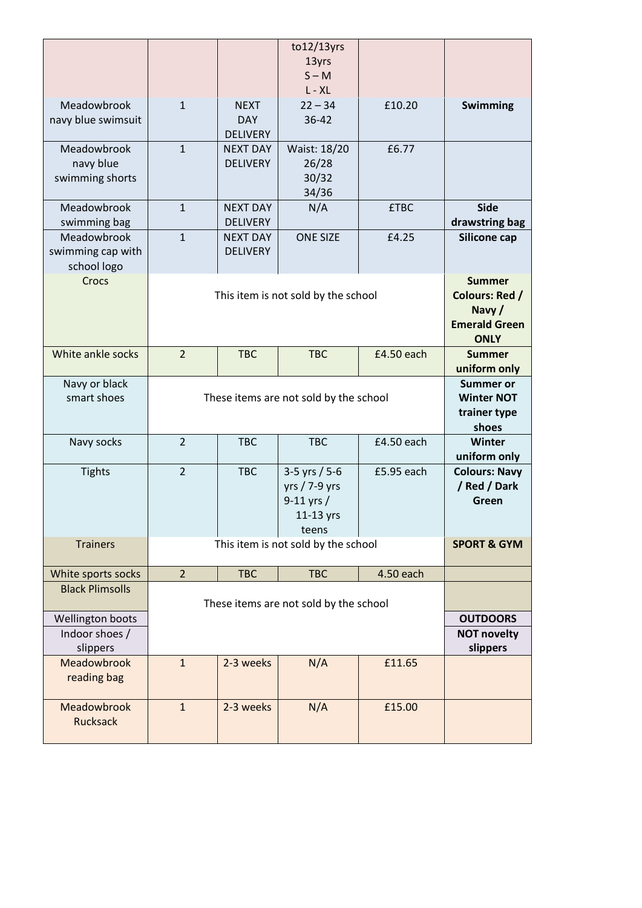| | | | | | |
|---|---|---|---|---|---|
| | | | to12/13yrs 13yrs S – M L - XL | | |
| Meadowbrook navy blue swimsuit | 1 | NEXT DAY DELIVERY | 22 – 34 36-42 | £10.20 | **Swimming** |
| Meadowbrook navy blue swimming shorts | 1 | NEXT DAY DELIVERY | Waist: 18/20 26/28 30/32 34/36 | £6.77 | |
| Meadowbrook swimming bag | 1 | NEXT DAY DELIVERY | N/A | £TBC | **Side drawstring bag** |
| Meadowbrook swimming cap with school logo | 1 | NEXT DAY DELIVERY | ONE SIZE | £4.25 | **Silicone cap** |
| Crocs | This item is not sold by the school | | | | **Summer Colours: Red / Navy / Emerald Green ONLY** |
| White ankle socks | 2 | TBC | TBC | £4.50 each | **Summer uniform only** |
| Navy or black smart shoes | These items are not sold by the school | | | | **Summer or Winter NOT trainer type shoes** |
| Navy socks | 2 | TBC | TBC | £4.50 each | **Winter uniform only** |
| Tights | 2 | TBC | 3-5 yrs / 5-6 yrs / 7-9 yrs 9-11 yrs / 11-13 yrs teens | £5.95 each | **Colours: Navy / Red / Dark Green** |
| Trainers | This item is not sold by the school | | | | **SPORT & GYM** |
| White sports socks | 2 | TBC | TBC | 4.50 each | |
| Black Plimsolls | These items are not sold by the school | | | | |
| Wellington boots | | | | | **OUTDOORS** |
| Indoor shoes / slippers | | | | | **NOT novelty slippers** |
| Meadowbrook reading bag | 1 | 2-3 weeks | N/A | £11.65 | |
| Meadowbrook Rucksack | 1 | 2-3 weeks | N/A | £15.00 | |